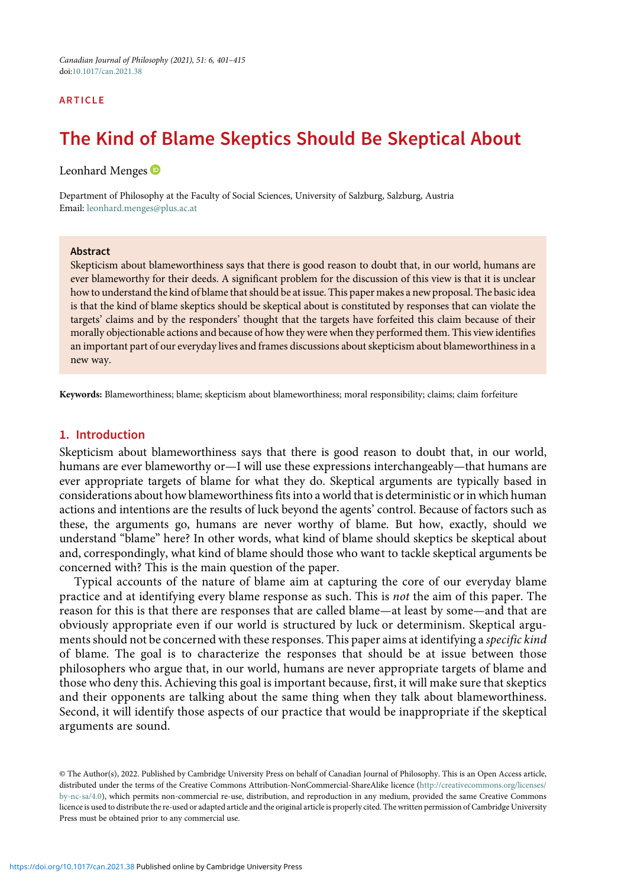ARTICLE

# The Kind of Blame Skeptics Should Be Skeptical About

Leonhard Menges

Department of Philosophy at the Faculty of Social Sciences, University of Salzburg, Salzburg, Austria
Email: leonhard.menges@plus.ac.at

## Abstract

Skepticism about blameworthiness says that there is good reason to doubt that, in our world, humans are ever blameworthy for their deeds. A significant problem for the discussion of this view is that it is unclear how to understand the kind of blame that should be at issue. This paper makes a new proposal. The basic idea is that the kind of blame skeptics should be skeptical about is constituted by responses that can violate the targets' claims and by the responders' thought that the targets have forfeited this claim because of their morally objectionable actions and because of how they were when they performed them. This view identifies an important part of our everyday lives and frames discussions about skepticism about blameworthiness in a new way.

**Keywords:** Blameworthiness; blame; skepticism about blameworthiness; moral responsibility; claims; claim forfeiture

## 1. Introduction

Skepticism about blameworthiness says that there is good reason to doubt that, in our world, humans are ever blameworthy or—I will use these expressions interchangeably—that humans are ever appropriate targets of blame for what they do. Skeptical arguments are typically based in considerations about how blameworthiness fits into a world that is deterministic or in which human actions and intentions are the results of luck beyond the agents' control. Because of factors such as these, the arguments go, humans are never worthy of blame. But how, exactly, should we understand "blame" here? In other words, what kind of blame should skeptics be skeptical about and, correspondingly, what kind of blame should those who want to tackle skeptical arguments be concerned with? This is the main question of the paper.

Typical accounts of the nature of blame aim at capturing the core of our everyday blame practice and at identifying every blame response as such. This is *not* the aim of this paper. The reason for this is that there are responses that are called blame—at least by some—and that are obviously appropriate even if our world is structured by luck or determinism. Skeptical arguments should not be concerned with these responses. This paper aims at identifying a *specific kind* of blame. The goal is to characterize the responses that should be at issue between those philosophers who argue that, in our world, humans are never appropriate targets of blame and those who deny this. Achieving this goal is important because, first, it will make sure that skeptics and their opponents are talking about the same thing when they talk about blameworthiness. Second, it will identify those aspects of our practice that would be inappropriate if the skeptical arguments are sound.

© The Author(s), 2022. Published by Cambridge University Press on behalf of Canadian Journal of Philosophy. This is an Open Access article, distributed under the terms of the Creative Commons Attribution-NonCommercial-ShareAlike licence (http://creativecommons.org/licenses/by-nc-sa/4.0), which permits non-commercial re-use, distribution, and reproduction in any medium, provided the same Creative Commons licence is used to distribute the re-used or adapted article and the original article is properly cited. The written permission of Cambridge University Press must be obtained prior to any commercial use.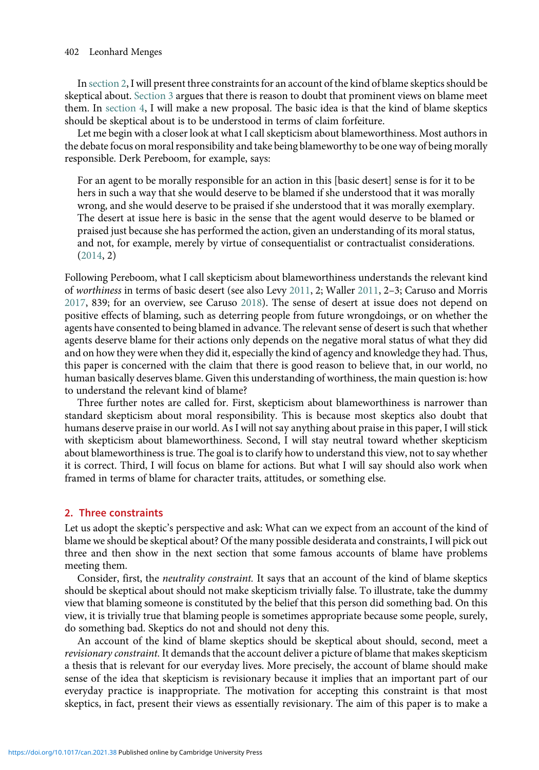In section 2, I will present three constraints for an account of the kind of blame skeptics should be skeptical about. Section 3 argues that there is reason to doubt that prominent views on blame meet them. In section 4, I will make a new proposal. The basic idea is that the kind of blame skeptics should be skeptical about is to be understood in terms of claim forfeiture.

Let me begin with a closer look at what I call skepticism about blameworthiness. Most authors in the debate focus on moral responsibility and take being blameworthy to be one way of being morally responsible. Derk Pereboom, for example, says:

> For an agent to be morally responsible for an action in this [basic desert] sense is for it to be hers in such a way that she would deserve to be blamed if she understood that it was morally wrong, and she would deserve to be praised if she understood that it was morally exemplary. The desert at issue here is basic in the sense that the agent would deserve to be blamed or praised just because she has performed the action, given an understanding of its moral status, and not, for example, merely by virtue of consequentialist or contractualist considerations. (2014, 2)

Following Pereboom, what I call skepticism about blameworthiness understands the relevant kind of *worthiness* in terms of basic desert (see also Levy 2011, 2; Waller 2011, 2–3; Caruso and Morris 2017, 839; for an overview, see Caruso 2018). The sense of desert at issue does not depend on positive effects of blaming, such as deterring people from future wrongdoings, or on whether the agents have consented to being blamed in advance. The relevant sense of desert is such that whether agents deserve blame for their actions only depends on the negative moral status of what they did and on how they were when they did it, especially the kind of agency and knowledge they had. Thus, this paper is concerned with the claim that there is good reason to believe that, in our world, no human basically deserves blame. Given this understanding of worthiness, the main question is: how to understand the relevant kind of blame?

Three further notes are called for. First, skepticism about blameworthiness is narrower than standard skepticism about moral responsibility. This is because most skeptics also doubt that humans deserve praise in our world. As I will not say anything about praise in this paper, I will stick with skepticism about blameworthiness. Second, I will stay neutral toward whether skepticism about blameworthiness is true. The goal is to clarify how to understand this view, not to say whether it is correct. Third, I will focus on blame for actions. But what I will say should also work when framed in terms of blame for character traits, attitudes, or something else.

## 2. Three constraints

Let us adopt the skeptic's perspective and ask: What can we expect from an account of the kind of blame we should be skeptical about? Of the many possible desiderata and constraints, I will pick out three and then show in the next section that some famous accounts of blame have problems meeting them.

Consider, first, the *neutrality constraint.* It says that an account of the kind of blame skeptics should be skeptical about should not make skepticism trivially false. To illustrate, take the dummy view that blaming someone is constituted by the belief that this person did something bad. On this view, it is trivially true that blaming people is sometimes appropriate because some people, surely, do something bad. Skeptics do not and should not deny this.

An account of the kind of blame skeptics should be skeptical about should, second, meet a *revisionary constraint.* It demands that the account deliver a picture of blame that makes skepticism a thesis that is relevant for our everyday lives. More precisely, the account of blame should make sense of the idea that skepticism is revisionary because it implies that an important part of our everyday practice is inappropriate. The motivation for accepting this constraint is that most skeptics, in fact, present their views as essentially revisionary. The aim of this paper is to make a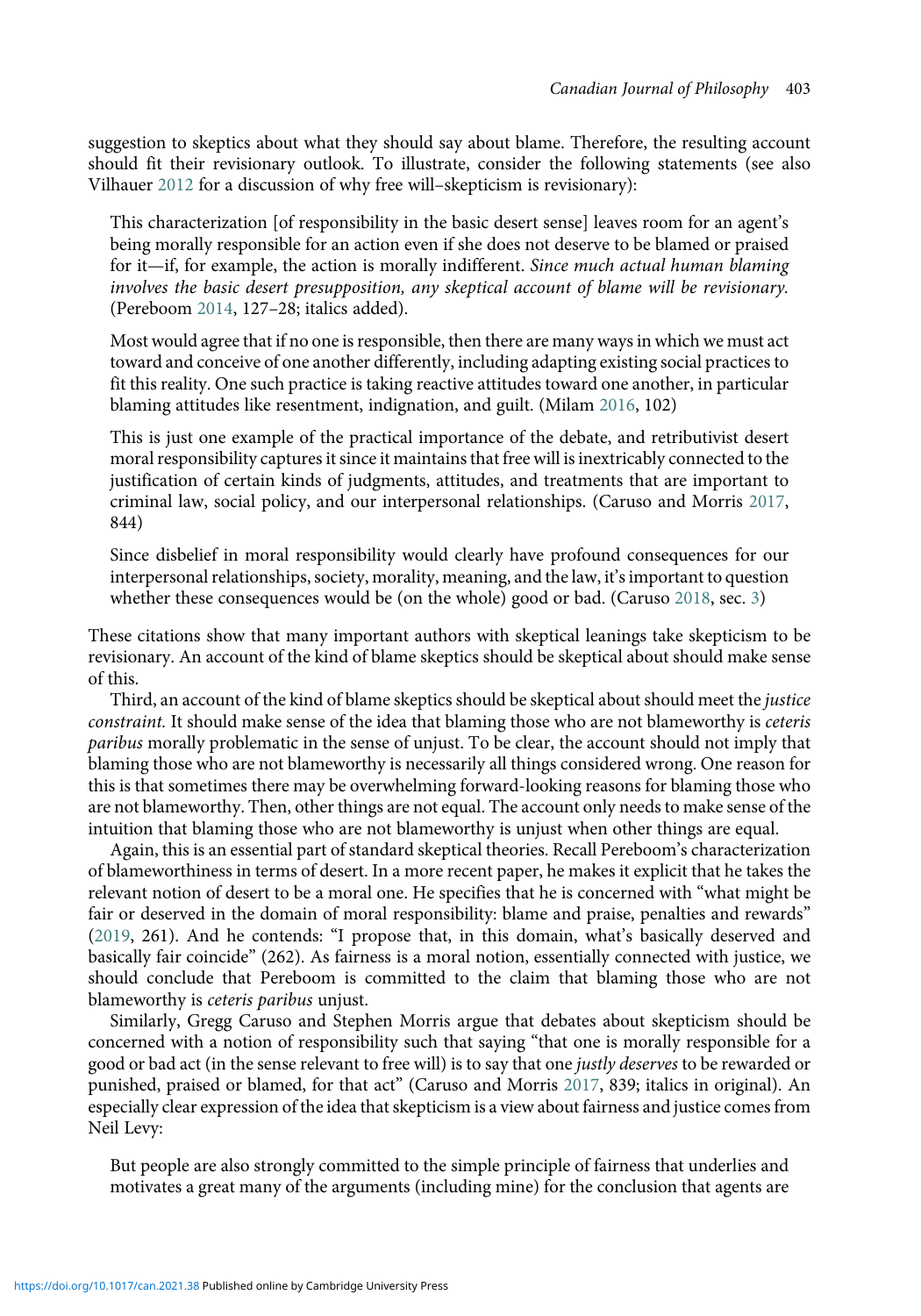suggestion to skeptics about what they should say about blame. Therefore, the resulting account should fit their revisionary outlook. To illustrate, consider the following statements (see also Vilhauer 2012 for a discussion of why free will–skepticism is revisionary):

> This characterization [of responsibility in the basic desert sense] leaves room for an agent's being morally responsible for an action even if she does not deserve to be blamed or praised for it—if, for example, the action is morally indifferent. *Since much actual human blaming involves the basic desert presupposition, any skeptical account of blame will be revisionary.* (Pereboom 2014, 127–28; italics added).

> Most would agree that if no one is responsible, then there are many ways in which we must act toward and conceive of one another differently, including adapting existing social practices to fit this reality. One such practice is taking reactive attitudes toward one another, in particular blaming attitudes like resentment, indignation, and guilt. (Milam 2016, 102)

> This is just one example of the practical importance of the debate, and retributivist desert moral responsibility captures it since it maintains that free will is inextricably connected to the justification of certain kinds of judgments, attitudes, and treatments that are important to criminal law, social policy, and our interpersonal relationships. (Caruso and Morris 2017, 844)

> Since disbelief in moral responsibility would clearly have profound consequences for our interpersonal relationships, society, morality, meaning, and the law, it's important to question whether these consequences would be (on the whole) good or bad. (Caruso 2018, sec. 3)

These citations show that many important authors with skeptical leanings take skepticism to be revisionary. An account of the kind of blame skeptics should be skeptical about should make sense of this.

Third, an account of the kind of blame skeptics should be skeptical about should meet the *justice constraint*. It should make sense of the idea that blaming those who are not blameworthy is *ceteris paribus* morally problematic in the sense of unjust. To be clear, the account should not imply that blaming those who are not blameworthy is necessarily all things considered wrong. One reason for this is that sometimes there may be overwhelming forward-looking reasons for blaming those who are not blameworthy. Then, other things are not equal. The account only needs to make sense of the intuition that blaming those who are not blameworthy is unjust when other things are equal.

Again, this is an essential part of standard skeptical theories. Recall Pereboom's characterization of blameworthiness in terms of desert. In a more recent paper, he makes it explicit that he takes the relevant notion of desert to be a moral one. He specifies that he is concerned with "what might be fair or deserved in the domain of moral responsibility: blame and praise, penalties and rewards" (2019, 261). And he contends: "I propose that, in this domain, what's basically deserved and basically fair coincide" (262). As fairness is a moral notion, essentially connected with justice, we should conclude that Pereboom is committed to the claim that blaming those who are not blameworthy is *ceteris paribus* unjust.

Similarly, Gregg Caruso and Stephen Morris argue that debates about skepticism should be concerned with a notion of responsibility such that saying "that one is morally responsible for a good or bad act (in the sense relevant to free will) is to say that one *justly deserves* to be rewarded or punished, praised or blamed, for that act" (Caruso and Morris 2017, 839; italics in original). An especially clear expression of the idea that skepticism is a view about fairness and justice comes from Neil Levy:

> But people are also strongly committed to the simple principle of fairness that underlies and motivates a great many of the arguments (including mine) for the conclusion that agents are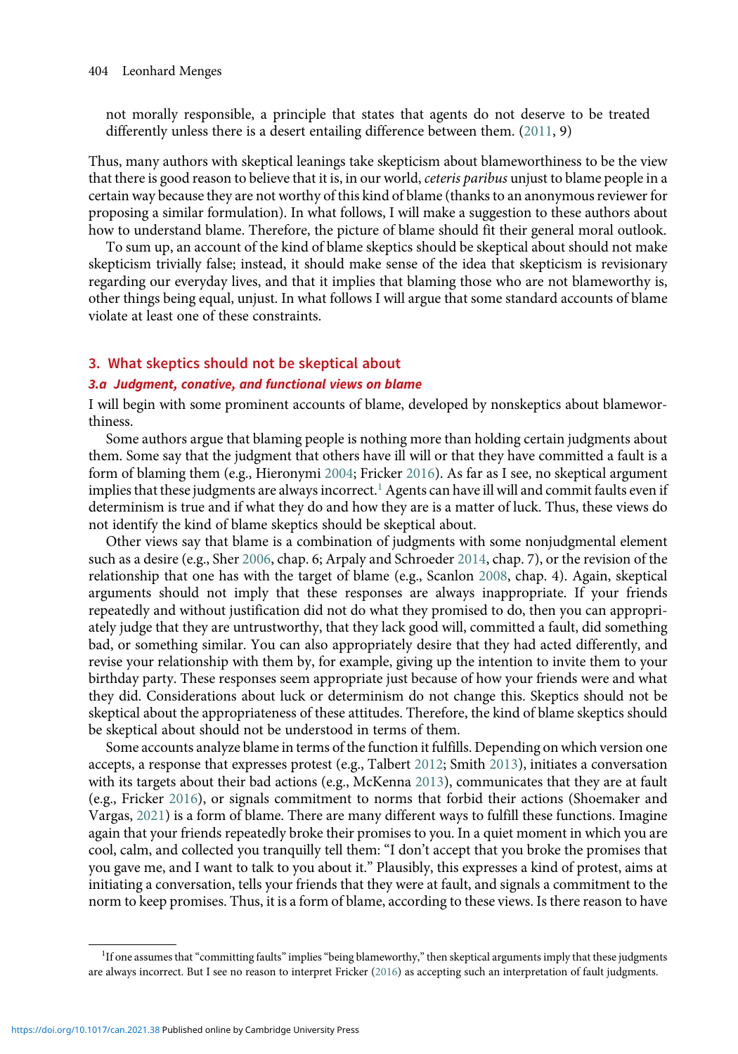not morally responsible, a principle that states that agents do not deserve to be treated differently unless there is a desert entailing difference between them. (2011, 9)

Thus, many authors with skeptical leanings take skepticism about blameworthiness to be the view that there is good reason to believe that it is, in our world, *ceteris paribus* unjust to blame people in a certain way because they are not worthy of this kind of blame (thanks to an anonymous reviewer for proposing a similar formulation). In what follows, I will make a suggestion to these authors about how to understand blame. Therefore, the picture of blame should fit their general moral outlook.

To sum up, an account of the kind of blame skeptics should be skeptical about should not make skepticism trivially false; instead, it should make sense of the idea that skepticism is revisionary regarding our everyday lives, and that it implies that blaming those who are not blameworthy is, other things being equal, unjust. In what follows I will argue that some standard accounts of blame violate at least one of these constraints.

## 3. What skeptics should not be skeptical about

### 3.a Judgment, conative, and functional views on blame

I will begin with some prominent accounts of blame, developed by nonskeptics about blameworthiness.

Some authors argue that blaming people is nothing more than holding certain judgments about them. Some say that the judgment that others have ill will or that they have committed a fault is a form of blaming them (e.g., Hieronymi 2004; Fricker 2016). As far as I see, no skeptical argument implies that these judgments are always incorrect.[1] Agents can have ill will and commit faults even if determinism is true and if what they do and how they are is a matter of luck. Thus, these views do not identify the kind of blame skeptics should be skeptical about.

Other views say that blame is a combination of judgments with some nonjudgmental element such as a desire (e.g., Sher 2006, chap. 6; Arpaly and Schroeder 2014, chap. 7), or the revision of the relationship that one has with the target of blame (e.g., Scanlon 2008, chap. 4). Again, skeptical arguments should not imply that these responses are always inappropriate. If your friends repeatedly and without justification did not do what they promised to do, then you can appropriately judge that they are untrustworthy, that they lack good will, committed a fault, did something bad, or something similar. You can also appropriately desire that they had acted differently, and revise your relationship with them by, for example, giving up the intention to invite them to your birthday party. These responses seem appropriate just because of how your friends were and what they did. Considerations about luck or determinism do not change this. Skeptics should not be skeptical about the appropriateness of these attitudes. Therefore, the kind of blame skeptics should be skeptical about should not be understood in terms of them.

Some accounts analyze blame in terms of the function it fulfills. Depending on which version one accepts, a response that expresses protest (e.g., Talbert 2012; Smith 2013), initiates a conversation with its targets about their bad actions (e.g., McKenna 2013), communicates that they are at fault (e.g., Fricker 2016), or signals commitment to norms that forbid their actions (Shoemaker and Vargas, 2021) is a form of blame. There are many different ways to fulfill these functions. Imagine again that your friends repeatedly broke their promises to you. In a quiet moment in which you are cool, calm, and collected you tranquilly tell them: "I don't accept that you broke the promises that you gave me, and I want to talk to you about it." Plausibly, this expresses a kind of protest, aims at initiating a conversation, tells your friends that they were at fault, and signals a commitment to the norm to keep promises. Thus, it is a form of blame, according to these views. Is there reason to have

[1] If one assumes that "committing faults" implies "being blameworthy," then skeptical arguments imply that these judgments are always incorrect. But I see no reason to interpret Fricker (2016) as accepting such an interpretation of fault judgments.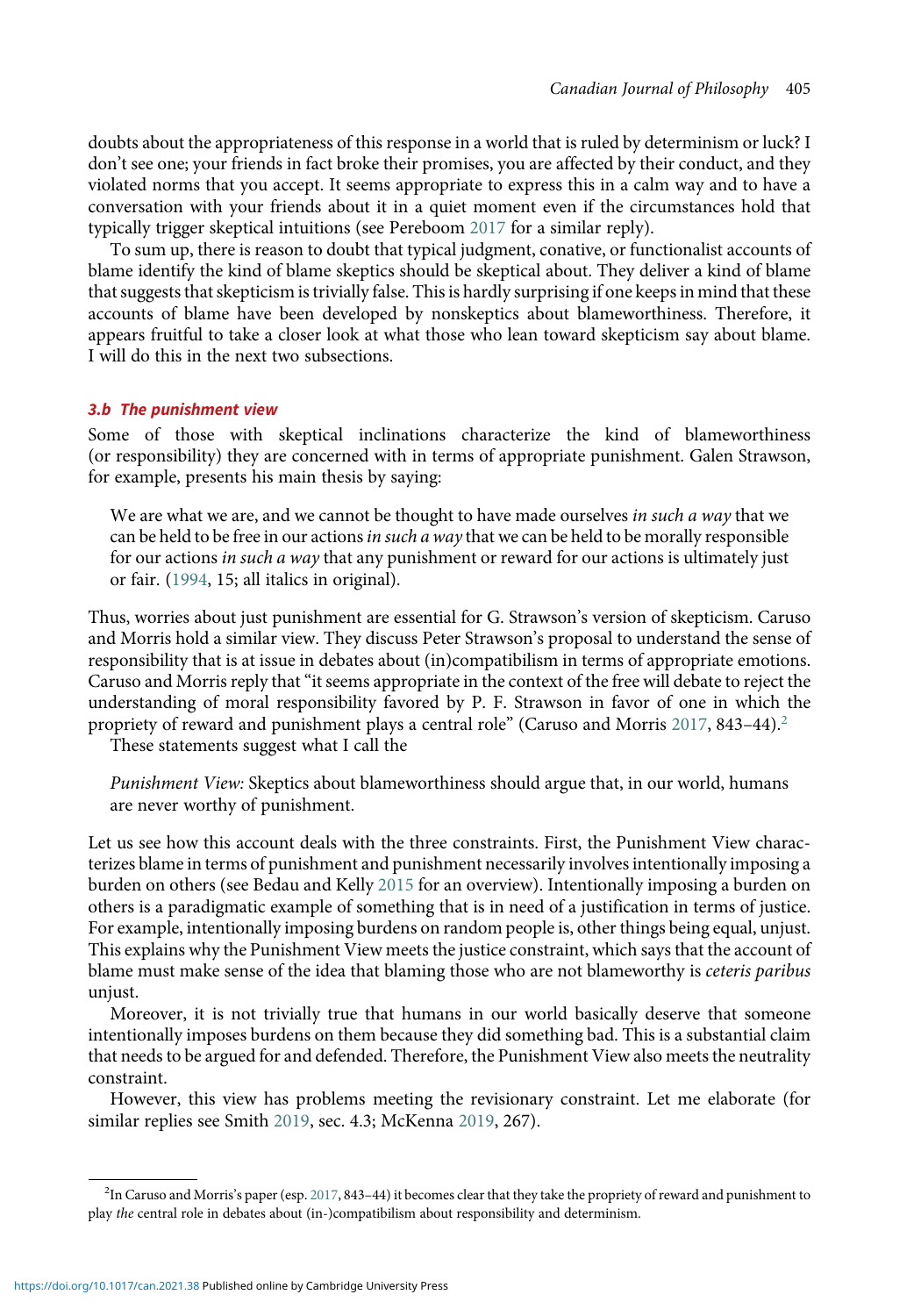doubts about the appropriateness of this response in a world that is ruled by determinism or luck? I don't see one; your friends in fact broke their promises, you are affected by their conduct, and they violated norms that you accept. It seems appropriate to express this in a calm way and to have a conversation with your friends about it in a quiet moment even if the circumstances hold that typically trigger skeptical intuitions (see Pereboom 2017 for a similar reply).

To sum up, there is reason to doubt that typical judgment, conative, or functionalist accounts of blame identify the kind of blame skeptics should be skeptical about. They deliver a kind of blame that suggests that skepticism is trivially false. This is hardly surprising if one keeps in mind that these accounts of blame have been developed by nonskeptics about blameworthiness. Therefore, it appears fruitful to take a closer look at what those who lean toward skepticism say about blame. I will do this in the next two subsections.

### 3.b The punishment view

Some of those with skeptical inclinations characterize the kind of blameworthiness (or responsibility) they are concerned with in terms of appropriate punishment. Galen Strawson, for example, presents his main thesis by saying:

> We are what we are, and we cannot be thought to have made ourselves *in such a way* that we can be held to be free in our actions *in such a way* that we can be held to be morally responsible for our actions *in such a way* that any punishment or reward for our actions is ultimately just or fair. (1994, 15; all italics in original).

Thus, worries about just punishment are essential for G. Strawson's version of skepticism. Caruso and Morris hold a similar view. They discuss Peter Strawson's proposal to understand the sense of responsibility that is at issue in debates about (in)compatibilism in terms of appropriate emotions. Caruso and Morris reply that "it seems appropriate in the context of the free will debate to reject the understanding of moral responsibility favored by P. F. Strawson in favor of one in which the propriety of reward and punishment plays a central role" (Caruso and Morris 2017, 843–44).[2]

These statements suggest what I call the

> *Punishment View:* Skeptics about blameworthiness should argue that, in our world, humans are never worthy of punishment.

Let us see how this account deals with the three constraints. First, the Punishment View characterizes blame in terms of punishment and punishment necessarily involves intentionally imposing a burden on others (see Bedau and Kelly 2015 for an overview). Intentionally imposing a burden on others is a paradigmatic example of something that is in need of a justification in terms of justice. For example, intentionally imposing burdens on random people is, other things being equal, unjust. This explains why the Punishment View meets the justice constraint, which says that the account of blame must make sense of the idea that blaming those who are not blameworthy is *ceteris paribus* unjust.

Moreover, it is not trivially true that humans in our world basically deserve that someone intentionally imposes burdens on them because they did something bad. This is a substantial claim that needs to be argued for and defended. Therefore, the Punishment View also meets the neutrality constraint.

However, this view has problems meeting the revisionary constraint. Let me elaborate (for similar replies see Smith 2019, sec. 4.3; McKenna 2019, 267).

[2] In Caruso and Morris's paper (esp. 2017, 843–44) it becomes clear that they take the propriety of reward and punishment to play *the* central role in debates about (in-)compatibilism about responsibility and determinism.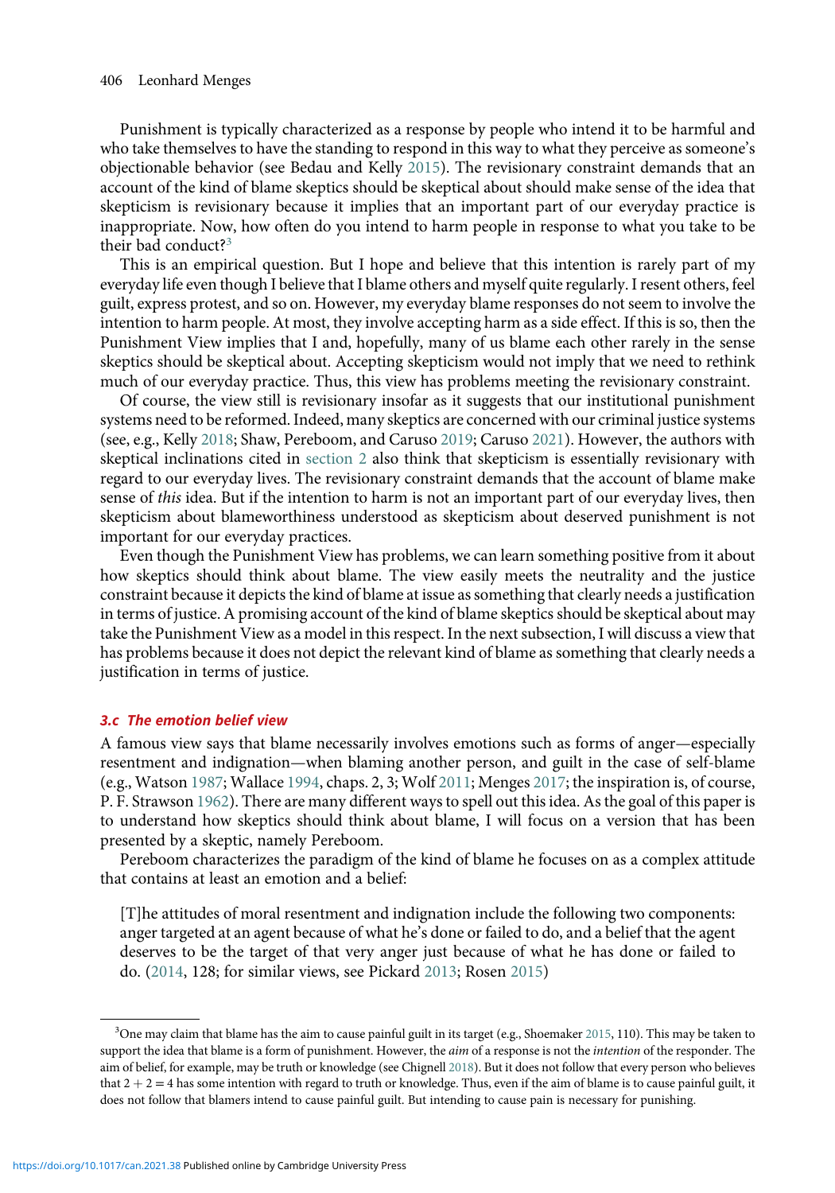Punishment is typically characterized as a response by people who intend it to be harmful and who take themselves to have the standing to respond in this way to what they perceive as someone's objectionable behavior (see Bedau and Kelly 2015). The revisionary constraint demands that an account of the kind of blame skeptics should be skeptical about should make sense of the idea that skepticism is revisionary because it implies that an important part of our everyday practice is inappropriate. Now, how often do you intend to harm people in response to what you take to be their bad conduct?[3]

This is an empirical question. But I hope and believe that this intention is rarely part of my everyday life even though I believe that I blame others and myself quite regularly. I resent others, feel guilt, express protest, and so on. However, my everyday blame responses do not seem to involve the intention to harm people. At most, they involve accepting harm as a side effect. If this is so, then the Punishment View implies that I and, hopefully, many of us blame each other rarely in the sense skeptics should be skeptical about. Accepting skepticism would not imply that we need to rethink much of our everyday practice. Thus, this view has problems meeting the revisionary constraint.

Of course, the view still is revisionary insofar as it suggests that our institutional punishment systems need to be reformed. Indeed, many skeptics are concerned with our criminal justice systems (see, e.g., Kelly 2018; Shaw, Pereboom, and Caruso 2019; Caruso 2021). However, the authors with skeptical inclinations cited in section 2 also think that skepticism is essentially revisionary with regard to our everyday lives. The revisionary constraint demands that the account of blame make sense of *this* idea. But if the intention to harm is not an important part of our everyday lives, then skepticism about blameworthiness understood as skepticism about deserved punishment is not important for our everyday practices.

Even though the Punishment View has problems, we can learn something positive from it about how skeptics should think about blame. The view easily meets the neutrality and the justice constraint because it depicts the kind of blame at issue as something that clearly needs a justification in terms of justice. A promising account of the kind of blame skeptics should be skeptical about may take the Punishment View as a model in this respect. In the next subsection, I will discuss a view that has problems because it does not depict the relevant kind of blame as something that clearly needs a justification in terms of justice.

### 3.c The emotion belief view

A famous view says that blame necessarily involves emotions such as forms of anger—especially resentment and indignation—when blaming another person, and guilt in the case of self-blame (e.g., Watson 1987; Wallace 1994, chaps. 2, 3; Wolf 2011; Menges 2017; the inspiration is, of course, P. F. Strawson 1962). There are many different ways to spell out this idea. As the goal of this paper is to understand how skeptics should think about blame, I will focus on a version that has been presented by a skeptic, namely Pereboom.

Pereboom characterizes the paradigm of the kind of blame he focuses on as a complex attitude that contains at least an emotion and a belief:

> [T]he attitudes of moral resentment and indignation include the following two components: anger targeted at an agent because of what he's done or failed to do, and a belief that the agent deserves to be the target of that very anger just because of what he has done or failed to do. (2014, 128; for similar views, see Pickard 2013; Rosen 2015)

---

[3] One may claim that blame has the aim to cause painful guilt in its target (e.g., Shoemaker 2015, 110). This may be taken to support the idea that blame is a form of punishment. However, the *aim* of a response is not the *intention* of the responder. The aim of belief, for example, may be truth or knowledge (see Chignell 2018). But it does not follow that every person who believes that $2 + 2 = 4$ has some intention with regard to truth or knowledge. Thus, even if the aim of blame is to cause painful guilt, it does not follow that blamers intend to cause painful guilt. But intending to cause pain is necessary for punishing.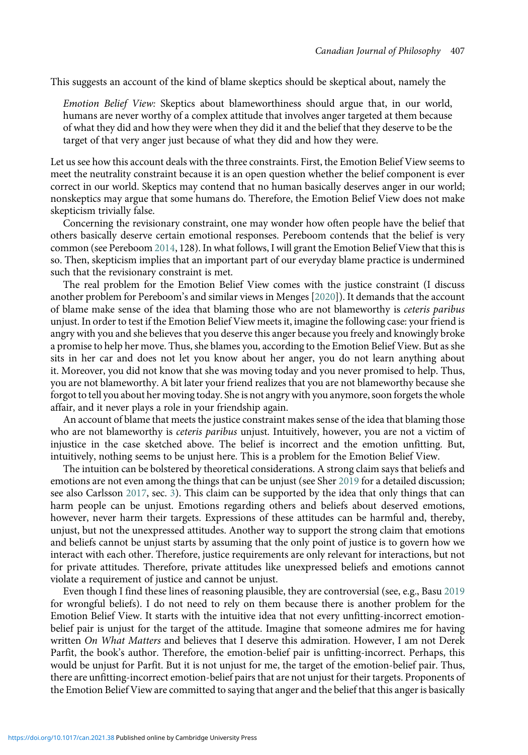This suggests an account of the kind of blame skeptics should be skeptical about, namely the

> *Emotion Belief View:* Skeptics about blameworthiness should argue that, in our world, humans are never worthy of a complex attitude that involves anger targeted at them because of what they did and how they were when they did it and the belief that they deserve to be the target of that very anger just because of what they did and how they were.

Let us see how this account deals with the three constraints. First, the Emotion Belief View seems to meet the neutrality constraint because it is an open question whether the belief component is ever correct in our world. Skeptics may contend that no human basically deserves anger in our world; nonskeptics may argue that some humans do. Therefore, the Emotion Belief View does not make skepticism trivially false.

Concerning the revisionary constraint, one may wonder how often people have the belief that others basically deserve certain emotional responses. Pereboom contends that the belief is very common (see Pereboom 2014, 128). In what follows, I will grant the Emotion Belief View that this is so. Then, skepticism implies that an important part of our everyday blame practice is undermined such that the revisionary constraint is met.

The real problem for the Emotion Belief View comes with the justice constraint (I discuss another problem for Pereboom's and similar views in Menges [2020]). It demands that the account of blame make sense of the idea that blaming those who are not blameworthy is *ceteris paribus* unjust. In order to test if the Emotion Belief View meets it, imagine the following case: your friend is angry with you and she believes that you deserve this anger because you freely and knowingly broke a promise to help her move. Thus, she blames you, according to the Emotion Belief View. But as she sits in her car and does not let you know about her anger, you do not learn anything about it. Moreover, you did not know that she was moving today and you never promised to help. Thus, you are not blameworthy. A bit later your friend realizes that you are not blameworthy because she forgot to tell you about her moving today. She is not angry with you anymore, soon forgets the whole affair, and it never plays a role in your friendship again.

An account of blame that meets the justice constraint makes sense of the idea that blaming those who are not blameworthy is *ceteris paribus* unjust. Intuitively, however, you are not a victim of injustice in the case sketched above. The belief is incorrect and the emotion unfitting. But, intuitively, nothing seems to be unjust here. This is a problem for the Emotion Belief View.

The intuition can be bolstered by theoretical considerations. A strong claim says that beliefs and emotions are not even among the things that can be unjust (see Sher 2019 for a detailed discussion; see also Carlsson 2017, sec. 3). This claim can be supported by the idea that only things that can harm people can be unjust. Emotions regarding others and beliefs about deserved emotions, however, never harm their targets. Expressions of these attitudes can be harmful and, thereby, unjust, but not the unexpressed attitudes. Another way to support the strong claim that emotions and beliefs cannot be unjust starts by assuming that the only point of justice is to govern how we interact with each other. Therefore, justice requirements are only relevant for interactions, but not for private attitudes. Therefore, private attitudes like unexpressed beliefs and emotions cannot violate a requirement of justice and cannot be unjust.

Even though I find these lines of reasoning plausible, they are controversial (see, e.g., Basu 2019 for wrongful beliefs). I do not need to rely on them because there is another problem for the Emotion Belief View. It starts with the intuitive idea that not every unfitting-incorrect emotion-belief pair is unjust for the target of the attitude. Imagine that someone admires me for having written *On What Matters* and believes that I deserve this admiration. However, I am not Derek Parfit, the book's author. Therefore, the emotion-belief pair is unfitting-incorrect. Perhaps, this would be unjust for Parfit. But it is not unjust for me, the target of the emotion-belief pair. Thus, there are unfitting-incorrect emotion-belief pairs that are not unjust for their targets. Proponents of the Emotion Belief View are committed to saying that anger and the belief that this anger is basically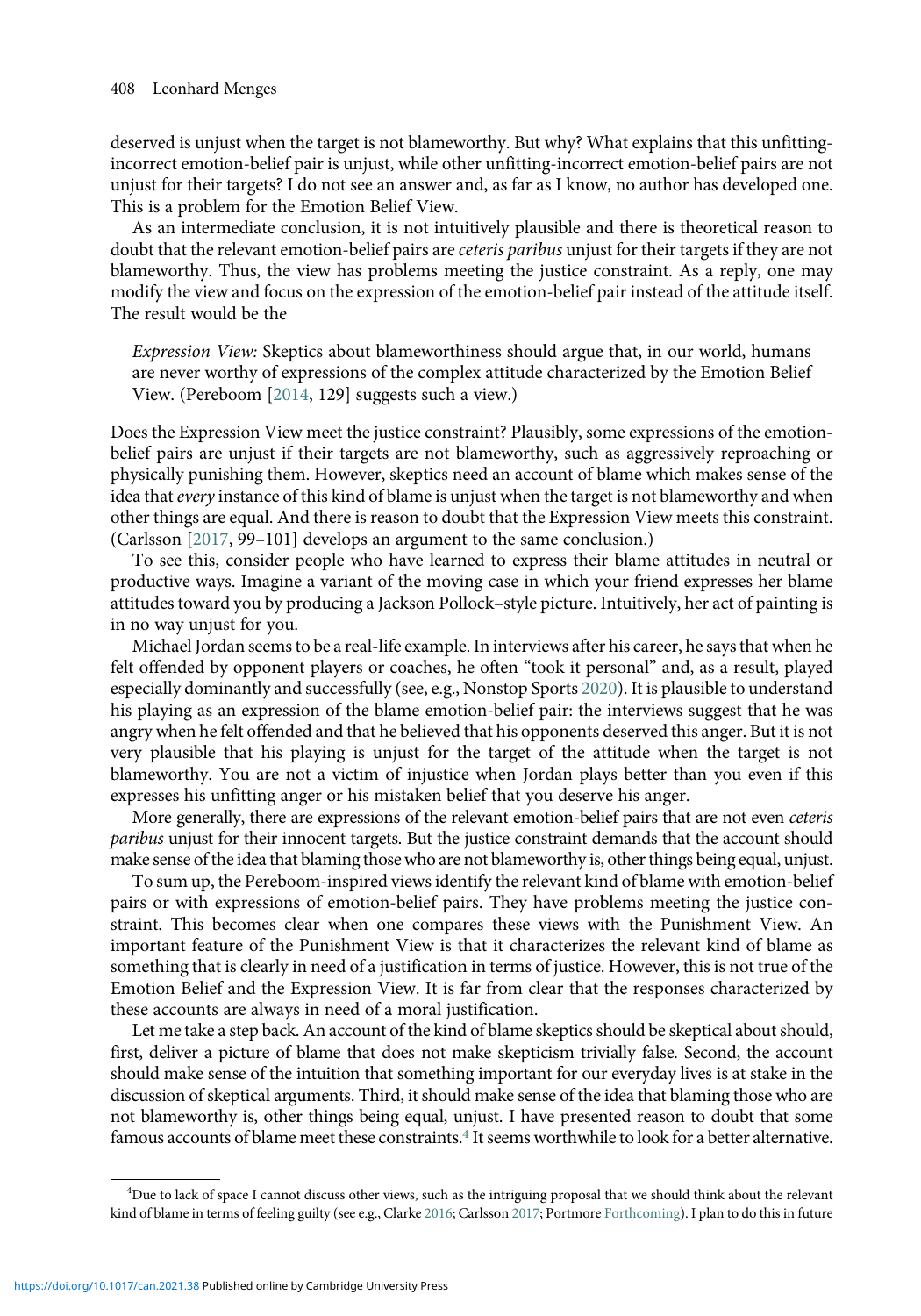deserved is unjust when the target is not blameworthy. But why? What explains that this unfitting-incorrect emotion-belief pair is unjust, while other unfitting-incorrect emotion-belief pairs are not unjust for their targets? I do not see an answer and, as far as I know, no author has developed one. This is a problem for the Emotion Belief View.

As an intermediate conclusion, it is not intuitively plausible and there is theoretical reason to doubt that the relevant emotion-belief pairs are *ceteris paribus* unjust for their targets if they are not blameworthy. Thus, the view has problems meeting the justice constraint. As a reply, one may modify the view and focus on the expression of the emotion-belief pair instead of the attitude itself. The result would be the

> *Expression View:* Skeptics about blameworthiness should argue that, in our world, humans are never worthy of expressions of the complex attitude characterized by the Emotion Belief View. (Pereboom [2014, 129] suggests such a view.)

Does the Expression View meet the justice constraint? Plausibly, some expressions of the emotion-belief pairs are unjust if their targets are not blameworthy, such as aggressively reproaching or physically punishing them. However, skeptics need an account of blame which makes sense of the idea that *every* instance of this kind of blame is unjust when the target is not blameworthy and when other things are equal. And there is reason to doubt that the Expression View meets this constraint. (Carlsson [2017, 99–101] develops an argument to the same conclusion.)

To see this, consider people who have learned to express their blame attitudes in neutral or productive ways. Imagine a variant of the moving case in which your friend expresses her blame attitudes toward you by producing a Jackson Pollock–style picture. Intuitively, her act of painting is in no way unjust for you.

Michael Jordan seems to be a real-life example. In interviews after his career, he says that when he felt offended by opponent players or coaches, he often "took it personal" and, as a result, played especially dominantly and successfully (see, e.g., Nonstop Sports 2020). It is plausible to understand his playing as an expression of the blame emotion-belief pair: the interviews suggest that he was angry when he felt offended and that he believed that his opponents deserved this anger. But it is not very plausible that his playing is unjust for the target of the attitude when the target is not blameworthy. You are not a victim of injustice when Jordan plays better than you even if this expresses his unfitting anger or his mistaken belief that you deserve his anger.

More generally, there are expressions of the relevant emotion-belief pairs that are not even *ceteris paribus* unjust for their innocent targets. But the justice constraint demands that the account should make sense of the idea that blaming those who are not blameworthy is, other things being equal, unjust.

To sum up, the Pereboom-inspired views identify the relevant kind of blame with emotion-belief pairs or with expressions of emotion-belief pairs. They have problems meeting the justice constraint. This becomes clear when one compares these views with the Punishment View. An important feature of the Punishment View is that it characterizes the relevant kind of blame as something that is clearly in need of a justification in terms of justice. However, this is not true of the Emotion Belief and the Expression View. It is far from clear that the responses characterized by these accounts are always in need of a moral justification.

Let me take a step back. An account of the kind of blame skeptics should be skeptical about should, first, deliver a picture of blame that does not make skepticism trivially false. Second, the account should make sense of the intuition that something important for our everyday lives is at stake in the discussion of skeptical arguments. Third, it should make sense of the idea that blaming those who are not blameworthy is, other things being equal, unjust. I have presented reason to doubt that some famous accounts of blame meet these constraints.[4] It seems worthwhile to look for a better alternative.

[4]Due to lack of space I cannot discuss other views, such as the intriguing proposal that we should think about the relevant kind of blame in terms of feeling guilty (see e.g., Clarke 2016; Carlsson 2017; Portmore Forthcoming). I plan to do this in future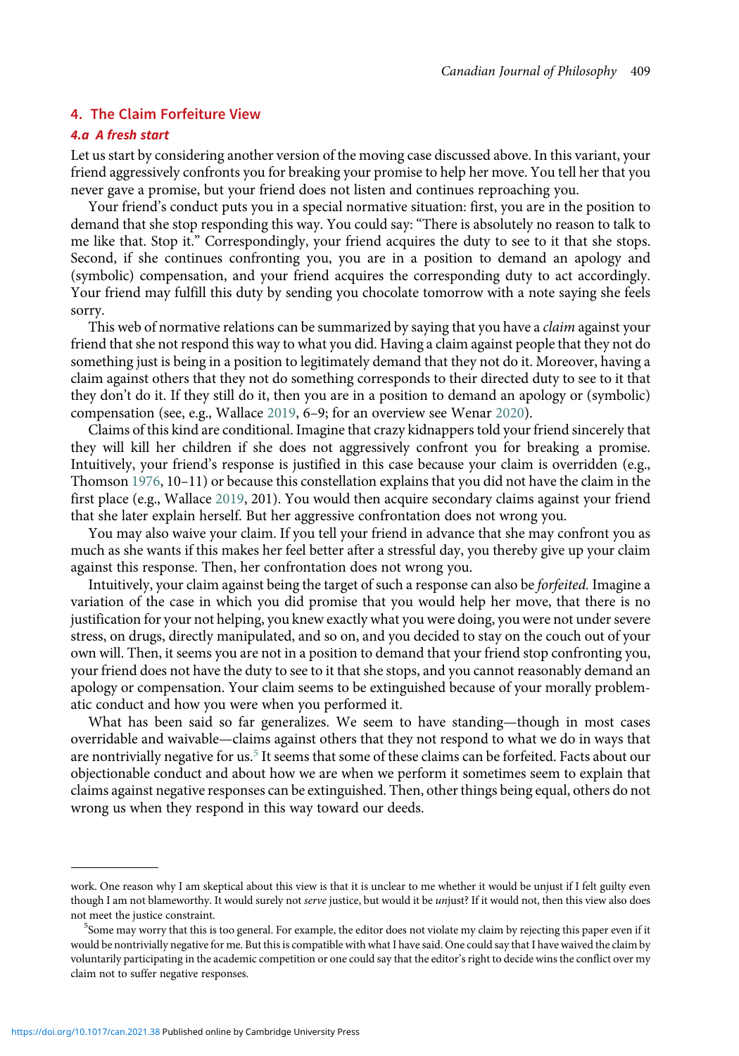## 4. The Claim Forfeiture View

### 4.a A fresh start

Let us start by considering another version of the moving case discussed above. In this variant, your friend aggressively confronts you for breaking your promise to help her move. You tell her that you never gave a promise, but your friend does not listen and continues reproaching you.

Your friend's conduct puts you in a special normative situation: first, you are in the position to demand that she stop responding this way. You could say: "There is absolutely no reason to talk to me like that. Stop it." Correspondingly, your friend acquires the duty to see to it that she stops. Second, if she continues confronting you, you are in a position to demand an apology and (symbolic) compensation, and your friend acquires the corresponding duty to act accordingly. Your friend may fulfill this duty by sending you chocolate tomorrow with a note saying she feels sorry.

This web of normative relations can be summarized by saying that you have a *claim* against your friend that she not respond this way to what you did. Having a claim against people that they not do something just is being in a position to legitimately demand that they not do it. Moreover, having a claim against others that they not do something corresponds to their directed duty to see to it that they don't do it. If they still do it, then you are in a position to demand an apology or (symbolic) compensation (see, e.g., Wallace 2019, 6–9; for an overview see Wenar 2020).

Claims of this kind are conditional. Imagine that crazy kidnappers told your friend sincerely that they will kill her children if she does not aggressively confront you for breaking a promise. Intuitively, your friend's response is justified in this case because your claim is overridden (e.g., Thomson 1976, 10–11) or because this constellation explains that you did not have the claim in the first place (e.g., Wallace 2019, 201). You would then acquire secondary claims against your friend that she later explain herself. But her aggressive confrontation does not wrong you.

You may also waive your claim. If you tell your friend in advance that she may confront you as much as she wants if this makes her feel better after a stressful day, you thereby give up your claim against this response. Then, her confrontation does not wrong you.

Intuitively, your claim against being the target of such a response can also be *forfeited*. Imagine a variation of the case in which you did promise that you would help her move, that there is no justification for your not helping, you knew exactly what you were doing, you were not under severe stress, on drugs, directly manipulated, and so on, and you decided to stay on the couch out of your own will. Then, it seems you are not in a position to demand that your friend stop confronting you, your friend does not have the duty to see to it that she stops, and you cannot reasonably demand an apology or compensation. Your claim seems to be extinguished because of your morally problematic conduct and how you were when you performed it.

What has been said so far generalizes. We seem to have standing—though in most cases overridable and waivable—claims against others that they not respond to what we do in ways that are nontrivially negative for us.[5] It seems that some of these claims can be forfeited. Facts about our objectionable conduct and about how we are when we perform it sometimes seem to explain that claims against negative responses can be extinguished. Then, other things being equal, others do not wrong us when they respond in this way toward our deeds.

---

work. One reason why I am skeptical about this view is that it is unclear to me whether it would be unjust if I felt guilty even though I am not blameworthy. It would surely not *serve* justice, but would it be *un*just? If it would not, then this view also does not meet the justice constraint.

[5] Some may worry that this is too general. For example, the editor does not violate my claim by rejecting this paper even if it would be nontrivially negative for me. But this is compatible with what I have said. One could say that I have waived the claim by voluntarily participating in the academic competition or one could say that the editor's right to decide wins the conflict over my claim not to suffer negative responses.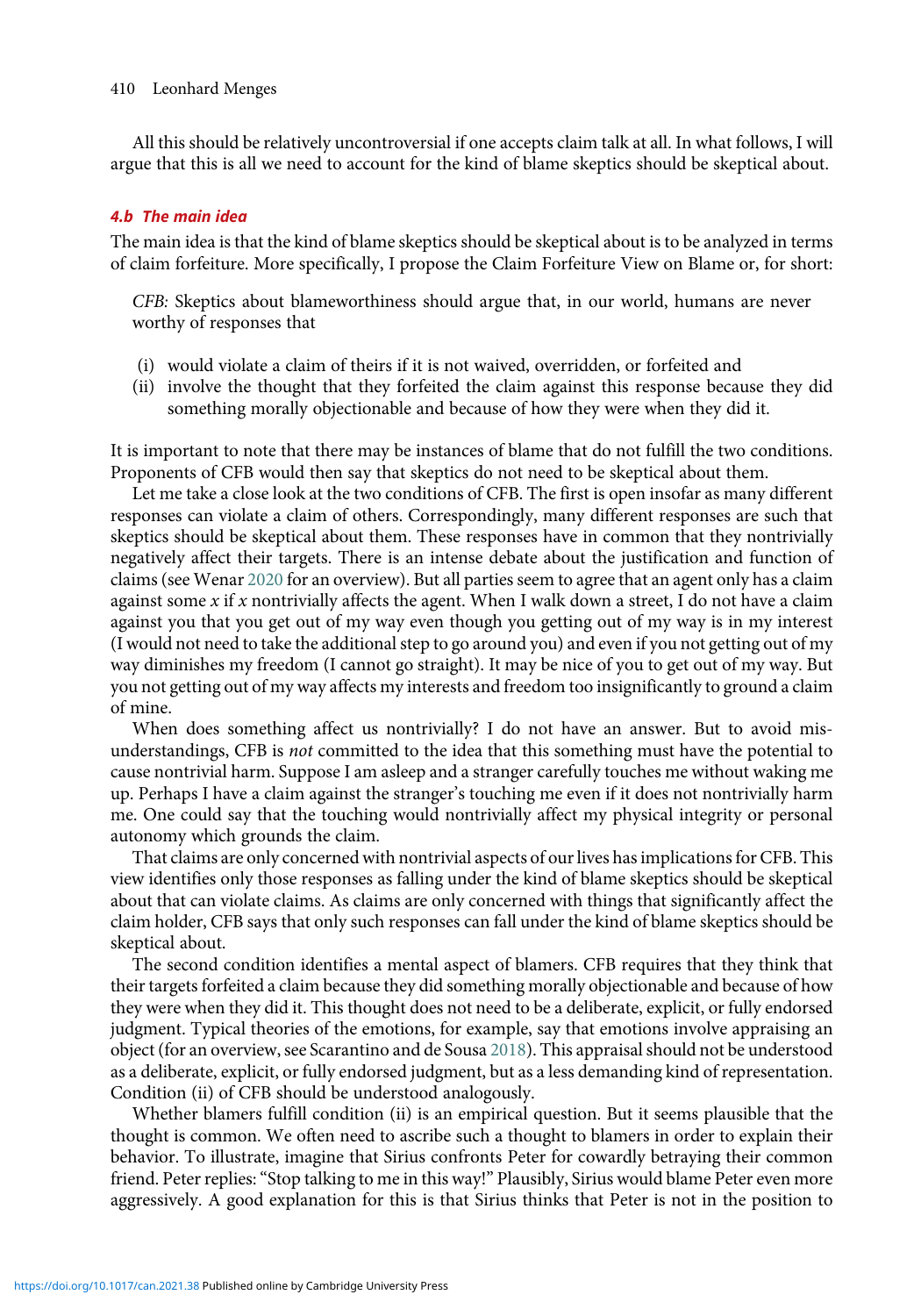All this should be relatively uncontroversial if one accepts claim talk at all. In what follows, I will argue that this is all we need to account for the kind of blame skeptics should be skeptical about.

### 4.b The main idea

The main idea is that the kind of blame skeptics should be skeptical about is to be analyzed in terms of claim forfeiture. More specifically, I propose the Claim Forfeiture View on Blame or, for short:

> *CFB:* Skeptics about blameworthiness should argue that, in our world, humans are never worthy of responses that
>
> (i) would violate a claim of theirs if it is not waived, overridden, or forfeited and
> (ii) involve the thought that they forfeited the claim against this response because they did something morally objectionable and because of how they were when they did it.

It is important to note that there may be instances of blame that do not fulfill the two conditions. Proponents of CFB would then say that skeptics do not need to be skeptical about them.

Let me take a close look at the two conditions of CFB. The first is open insofar as many different responses can violate a claim of others. Correspondingly, many different responses are such that skeptics should be skeptical about them. These responses have in common that they nontrivially negatively affect their targets. There is an intense debate about the justification and function of claims (see Wenar 2020 for an overview). But all parties seem to agree that an agent only has a claim against some $x$ if $x$ nontrivially affects the agent. When I walk down a street, I do not have a claim against you that you get out of my way even though you getting out of my way is in my interest (I would not need to take the additional step to go around you) and even if you not getting out of my way diminishes my freedom (I cannot go straight). It may be nice of you to get out of my way. But you not getting out of my way affects my interests and freedom too insignificantly to ground a claim of mine.

When does something affect us nontrivially? I do not have an answer. But to avoid misunderstandings, CFB is *not* committed to the idea that this something must have the potential to cause nontrivial harm. Suppose I am asleep and a stranger carefully touches me without waking me up. Perhaps I have a claim against the stranger's touching me even if it does not nontrivially harm me. One could say that the touching would nontrivially affect my physical integrity or personal autonomy which grounds the claim.

That claims are only concerned with nontrivial aspects of our lives has implications for CFB. This view identifies only those responses as falling under the kind of blame skeptics should be skeptical about that can violate claims. As claims are only concerned with things that significantly affect the claim holder, CFB says that only such responses can fall under the kind of blame skeptics should be skeptical about.

The second condition identifies a mental aspect of blamers. CFB requires that they think that their targets forfeited a claim because they did something morally objectionable and because of how they were when they did it. This thought does not need to be a deliberate, explicit, or fully endorsed judgment. Typical theories of the emotions, for example, say that emotions involve appraising an object (for an overview, see Scarantino and de Sousa 2018). This appraisal should not be understood as a deliberate, explicit, or fully endorsed judgment, but as a less demanding kind of representation. Condition (ii) of CFB should be understood analogously.

Whether blamers fulfill condition (ii) is an empirical question. But it seems plausible that the thought is common. We often need to ascribe such a thought to blamers in order to explain their behavior. To illustrate, imagine that Sirius confronts Peter for cowardly betraying their common friend. Peter replies: "Stop talking to me in this way!" Plausibly, Sirius would blame Peter even more aggressively. A good explanation for this is that Sirius thinks that Peter is not in the position to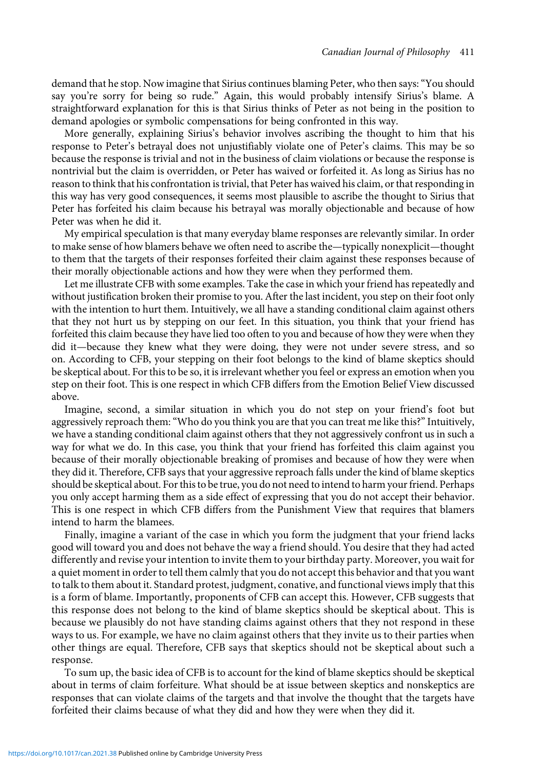demand that he stop. Now imagine that Sirius continues blaming Peter, who then says: "You should say you're sorry for being so rude." Again, this would probably intensify Sirius's blame. A straightforward explanation for this is that Sirius thinks of Peter as not being in the position to demand apologies or symbolic compensations for being confronted in this way.

More generally, explaining Sirius's behavior involves ascribing the thought to him that his response to Peter's betrayal does not unjustifiably violate one of Peter's claims. This may be so because the response is trivial and not in the business of claim violations or because the response is nontrivial but the claim is overridden, or Peter has waived or forfeited it. As long as Sirius has no reason to think that his confrontation is trivial, that Peter has waived his claim, or that responding in this way has very good consequences, it seems most plausible to ascribe the thought to Sirius that Peter has forfeited his claim because his betrayal was morally objectionable and because of how Peter was when he did it.

My empirical speculation is that many everyday blame responses are relevantly similar. In order to make sense of how blamers behave we often need to ascribe the—typically nonexplicit—thought to them that the targets of their responses forfeited their claim against these responses because of their morally objectionable actions and how they were when they performed them.

Let me illustrate CFB with some examples. Take the case in which your friend has repeatedly and without justification broken their promise to you. After the last incident, you step on their foot only with the intention to hurt them. Intuitively, we all have a standing conditional claim against others that they not hurt us by stepping on our feet. In this situation, you think that your friend has forfeited this claim because they have lied too often to you and because of how they were when they did it—because they knew what they were doing, they were not under severe stress, and so on. According to CFB, your stepping on their foot belongs to the kind of blame skeptics should be skeptical about. For this to be so, it is irrelevant whether you feel or express an emotion when you step on their foot. This is one respect in which CFB differs from the Emotion Belief View discussed above.

Imagine, second, a similar situation in which you do not step on your friend's foot but aggressively reproach them: "Who do you think you are that you can treat me like this?" Intuitively, we have a standing conditional claim against others that they not aggressively confront us in such a way for what we do. In this case, you think that your friend has forfeited this claim against you because of their morally objectionable breaking of promises and because of how they were when they did it. Therefore, CFB says that your aggressive reproach falls under the kind of blame skeptics should be skeptical about. For this to be true, you do not need to intend to harm your friend. Perhaps you only accept harming them as a side effect of expressing that you do not accept their behavior. This is one respect in which CFB differs from the Punishment View that requires that blamers intend to harm the blamees.

Finally, imagine a variant of the case in which you form the judgment that your friend lacks good will toward you and does not behave the way a friend should. You desire that they had acted differently and revise your intention to invite them to your birthday party. Moreover, you wait for a quiet moment in order to tell them calmly that you do not accept this behavior and that you want to talk to them about it. Standard protest, judgment, conative, and functional views imply that this is a form of blame. Importantly, proponents of CFB can accept this. However, CFB suggests that this response does not belong to the kind of blame skeptics should be skeptical about. This is because we plausibly do not have standing claims against others that they not respond in these ways to us. For example, we have no claim against others that they invite us to their parties when other things are equal. Therefore, CFB says that skeptics should not be skeptical about such a response.

To sum up, the basic idea of CFB is to account for the kind of blame skeptics should be skeptical about in terms of claim forfeiture. What should be at issue between skeptics and nonskeptics are responses that can violate claims of the targets and that involve the thought that the targets have forfeited their claims because of what they did and how they were when they did it.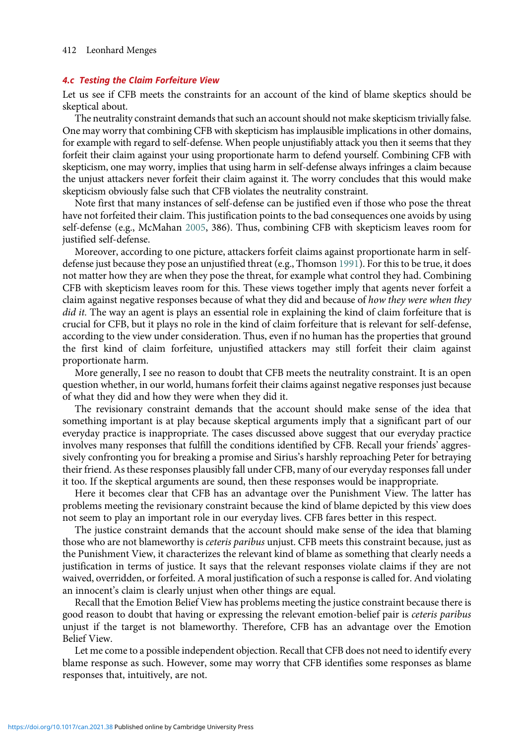### 4.c Testing the Claim Forfeiture View

Let us see if CFB meets the constraints for an account of the kind of blame skeptics should be skeptical about.

The neutrality constraint demands that such an account should not make skepticism trivially false. One may worry that combining CFB with skepticism has implausible implications in other domains, for example with regard to self-defense. When people unjustifiably attack you then it seems that they forfeit their claim against your using proportionate harm to defend yourself. Combining CFB with skepticism, one may worry, implies that using harm in self-defense always infringes a claim because the unjust attackers never forfeit their claim against it. The worry concludes that this would make skepticism obviously false such that CFB violates the neutrality constraint.

Note first that many instances of self-defense can be justified even if those who pose the threat have not forfeited their claim. This justification points to the bad consequences one avoids by using self-defense (e.g., McMahan 2005, 386). Thus, combining CFB with skepticism leaves room for justified self-defense.

Moreover, according to one picture, attackers forfeit claims against proportionate harm in self-defense just because they pose an unjustified threat (e.g., Thomson 1991). For this to be true, it does not matter how they are when they pose the threat, for example what control they had. Combining CFB with skepticism leaves room for this. These views together imply that agents never forfeit a claim against negative responses because of what they did and because of *how they were when they did it.* The way an agent is plays an essential role in explaining the kind of claim forfeiture that is crucial for CFB, but it plays no role in the kind of claim forfeiture that is relevant for self-defense, according to the view under consideration. Thus, even if no human has the properties that ground the first kind of claim forfeiture, unjustified attackers may still forfeit their claim against proportionate harm.

More generally, I see no reason to doubt that CFB meets the neutrality constraint. It is an open question whether, in our world, humans forfeit their claims against negative responses just because of what they did and how they were when they did it.

The revisionary constraint demands that the account should make sense of the idea that something important is at play because skeptical arguments imply that a significant part of our everyday practice is inappropriate. The cases discussed above suggest that our everyday practice involves many responses that fulfill the conditions identified by CFB. Recall your friends' aggressively confronting you for breaking a promise and Sirius's harshly reproaching Peter for betraying their friend. As these responses plausibly fall under CFB, many of our everyday responses fall under it too. If the skeptical arguments are sound, then these responses would be inappropriate.

Here it becomes clear that CFB has an advantage over the Punishment View. The latter has problems meeting the revisionary constraint because the kind of blame depicted by this view does not seem to play an important role in our everyday lives. CFB fares better in this respect.

The justice constraint demands that the account should make sense of the idea that blaming those who are not blameworthy is *ceteris paribus* unjust. CFB meets this constraint because, just as the Punishment View, it characterizes the relevant kind of blame as something that clearly needs a justification in terms of justice. It says that the relevant responses violate claims if they are not waived, overridden, or forfeited. A moral justification of such a response is called for. And violating an innocent's claim is clearly unjust when other things are equal.

Recall that the Emotion Belief View has problems meeting the justice constraint because there is good reason to doubt that having or expressing the relevant emotion-belief pair is *ceteris paribus* unjust if the target is not blameworthy. Therefore, CFB has an advantage over the Emotion Belief View.

Let me come to a possible independent objection. Recall that CFB does not need to identify every blame response as such. However, some may worry that CFB identifies some responses as blame responses that, intuitively, are not.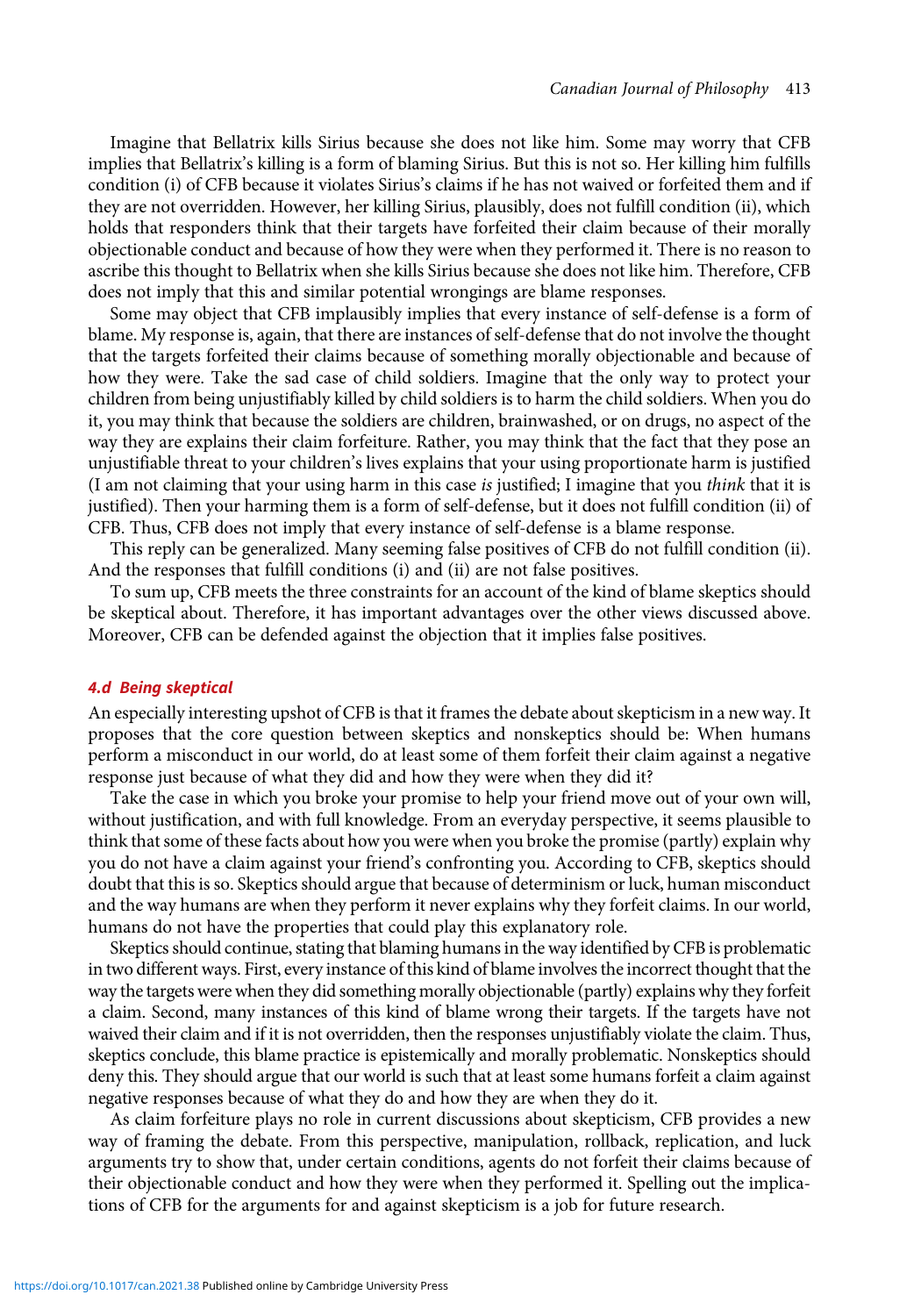Imagine that Bellatrix kills Sirius because she does not like him. Some may worry that CFB implies that Bellatrix's killing is a form of blaming Sirius. But this is not so. Her killing him fulfills condition (i) of CFB because it violates Sirius's claims if he has not waived or forfeited them and if they are not overridden. However, her killing Sirius, plausibly, does not fulfill condition (ii), which holds that responders think that their targets have forfeited their claim because of their morally objectionable conduct and because of how they were when they performed it. There is no reason to ascribe this thought to Bellatrix when she kills Sirius because she does not like him. Therefore, CFB does not imply that this and similar potential wrongings are blame responses.

Some may object that CFB implausibly implies that every instance of self-defense is a form of blame. My response is, again, that there are instances of self-defense that do not involve the thought that the targets forfeited their claims because of something morally objectionable and because of how they were. Take the sad case of child soldiers. Imagine that the only way to protect your children from being unjustifiably killed by child soldiers is to harm the child soldiers. When you do it, you may think that because the soldiers are children, brainwashed, or on drugs, no aspect of the way they are explains their claim forfeiture. Rather, you may think that the fact that they pose an unjustifiable threat to your children's lives explains that your using proportionate harm is justified (I am not claiming that your using harm in this case *is* justified; I imagine that you *think* that it is justified). Then your harming them is a form of self-defense, but it does not fulfill condition (ii) of CFB. Thus, CFB does not imply that every instance of self-defense is a blame response.

This reply can be generalized. Many seeming false positives of CFB do not fulfill condition (ii). And the responses that fulfill conditions (i) and (ii) are not false positives.

To sum up, CFB meets the three constraints for an account of the kind of blame skeptics should be skeptical about. Therefore, it has important advantages over the other views discussed above. Moreover, CFB can be defended against the objection that it implies false positives.

### 4.d Being skeptical

An especially interesting upshot of CFB is that it frames the debate about skepticism in a new way. It proposes that the core question between skeptics and nonskeptics should be: When humans perform a misconduct in our world, do at least some of them forfeit their claim against a negative response just because of what they did and how they were when they did it?

Take the case in which you broke your promise to help your friend move out of your own will, without justification, and with full knowledge. From an everyday perspective, it seems plausible to think that some of these facts about how you were when you broke the promise (partly) explain why you do not have a claim against your friend's confronting you. According to CFB, skeptics should doubt that this is so. Skeptics should argue that because of determinism or luck, human misconduct and the way humans are when they perform it never explains why they forfeit claims. In our world, humans do not have the properties that could play this explanatory role.

Skeptics should continue, stating that blaming humans in the way identified by CFB is problematic in two different ways. First, every instance of this kind of blame involves the incorrect thought that the way the targets were when they did something morally objectionable (partly) explains why they forfeit a claim. Second, many instances of this kind of blame wrong their targets. If the targets have not waived their claim and if it is not overridden, then the responses unjustifiably violate the claim. Thus, skeptics conclude, this blame practice is epistemically and morally problematic. Nonskeptics should deny this. They should argue that our world is such that at least some humans forfeit a claim against negative responses because of what they do and how they are when they do it.

As claim forfeiture plays no role in current discussions about skepticism, CFB provides a new way of framing the debate. From this perspective, manipulation, rollback, replication, and luck arguments try to show that, under certain conditions, agents do not forfeit their claims because of their objectionable conduct and how they were when they performed it. Spelling out the implications of CFB for the arguments for and against skepticism is a job for future research.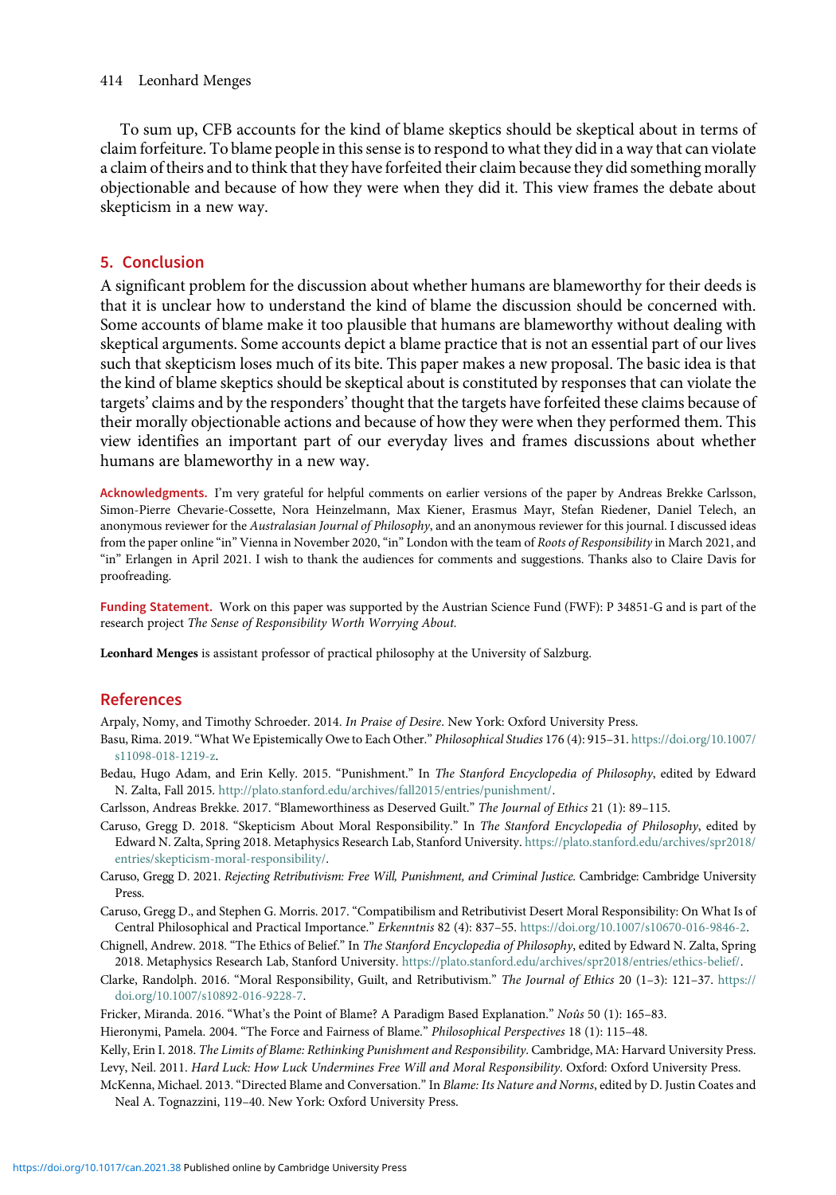To sum up, CFB accounts for the kind of blame skeptics should be skeptical about in terms of claim forfeiture. To blame people in this sense is to respond to what they did in a way that can violate a claim of theirs and to think that they have forfeited their claim because they did something morally objectionable and because of how they were when they did it. This view frames the debate about skepticism in a new way.

## 5. Conclusion

A significant problem for the discussion about whether humans are blameworthy for their deeds is that it is unclear how to understand the kind of blame the discussion should be concerned with. Some accounts of blame make it too plausible that humans are blameworthy without dealing with skeptical arguments. Some accounts depict a blame practice that is not an essential part of our lives such that skepticism loses much of its bite. This paper makes a new proposal. The basic idea is that the kind of blame skeptics should be skeptical about is constituted by responses that can violate the targets' claims and by the responders' thought that the targets have forfeited these claims because of their morally objectionable actions and because of how they were when they performed them. This view identifies an important part of our everyday lives and frames discussions about whether humans are blameworthy in a new way.

**Acknowledgments.** I'm very grateful for helpful comments on earlier versions of the paper by Andreas Brekke Carlsson, Simon-Pierre Chevarie-Cossette, Nora Heinzelmann, Max Kiener, Erasmus Mayr, Stefan Riedener, Daniel Telech, an anonymous reviewer for the *Australasian Journal of Philosophy*, and an anonymous reviewer for this journal. I discussed ideas from the paper online "in" Vienna in November 2020, "in" London with the team of *Roots of Responsibility* in March 2021, and "in" Erlangen in April 2021. I wish to thank the audiences for comments and suggestions. Thanks also to Claire Davis for proofreading.

**Funding Statement.** Work on this paper was supported by the Austrian Science Fund (FWF): P 34851-G and is part of the research project *The Sense of Responsibility Worth Worrying About.*

**Leonhard Menges** is assistant professor of practical philosophy at the University of Salzburg.

## References

Arpaly, Nomy, and Timothy Schroeder. 2014. *In Praise of Desire*. New York: Oxford University Press.

Basu, Rima. 2019. "What We Epistemically Owe to Each Other." *Philosophical Studies* 176 (4): 915–31. https://doi.org/10.1007/s11098-018-1219-z.

Bedau, Hugo Adam, and Erin Kelly. 2015. "Punishment." In *The Stanford Encyclopedia of Philosophy*, edited by Edward N. Zalta, Fall 2015. http://plato.stanford.edu/archives/fall2015/entries/punishment/.

Carlsson, Andreas Brekke. 2017. "Blameworthiness as Deserved Guilt." *The Journal of Ethics* 21 (1): 89–115.

Caruso, Gregg D. 2018. "Skepticism About Moral Responsibility." In *The Stanford Encyclopedia of Philosophy*, edited by Edward N. Zalta, Spring 2018. Metaphysics Research Lab, Stanford University. https://plato.stanford.edu/archives/spr2018/entries/skepticism-moral-responsibility/.

Caruso, Gregg D. 2021. *Rejecting Retributivism: Free Will, Punishment, and Criminal Justice.* Cambridge: Cambridge University Press.

Caruso, Gregg D., and Stephen G. Morris. 2017. "Compatibilism and Retributivist Desert Moral Responsibility: On What Is of Central Philosophical and Practical Importance." *Erkenntnis* 82 (4): 837–55. https://doi.org/10.1007/s10670-016-9846-2.

Chignell, Andrew. 2018. "The Ethics of Belief." In *The Stanford Encyclopedia of Philosophy*, edited by Edward N. Zalta, Spring 2018. Metaphysics Research Lab, Stanford University. https://plato.stanford.edu/archives/spr2018/entries/ethics-belief/.

Clarke, Randolph. 2016. "Moral Responsibility, Guilt, and Retributivism." *The Journal of Ethics* 20 (1–3): 121–37. https://doi.org/10.1007/s10892-016-9228-7.

Fricker, Miranda. 2016. "What's the Point of Blame? A Paradigm Based Explanation." *Noûs* 50 (1): 165–83.

Hieronymi, Pamela. 2004. "The Force and Fairness of Blame." *Philosophical Perspectives* 18 (1): 115–48.

Kelly, Erin I. 2018. *The Limits of Blame: Rethinking Punishment and Responsibility*. Cambridge, MA: Harvard University Press.

Levy, Neil. 2011. *Hard Luck: How Luck Undermines Free Will and Moral Responsibility*. Oxford: Oxford University Press.

McKenna, Michael. 2013. "Directed Blame and Conversation." In *Blame: Its Nature and Norms*, edited by D. Justin Coates and Neal A. Tognazzini, 119–40. New York: Oxford University Press.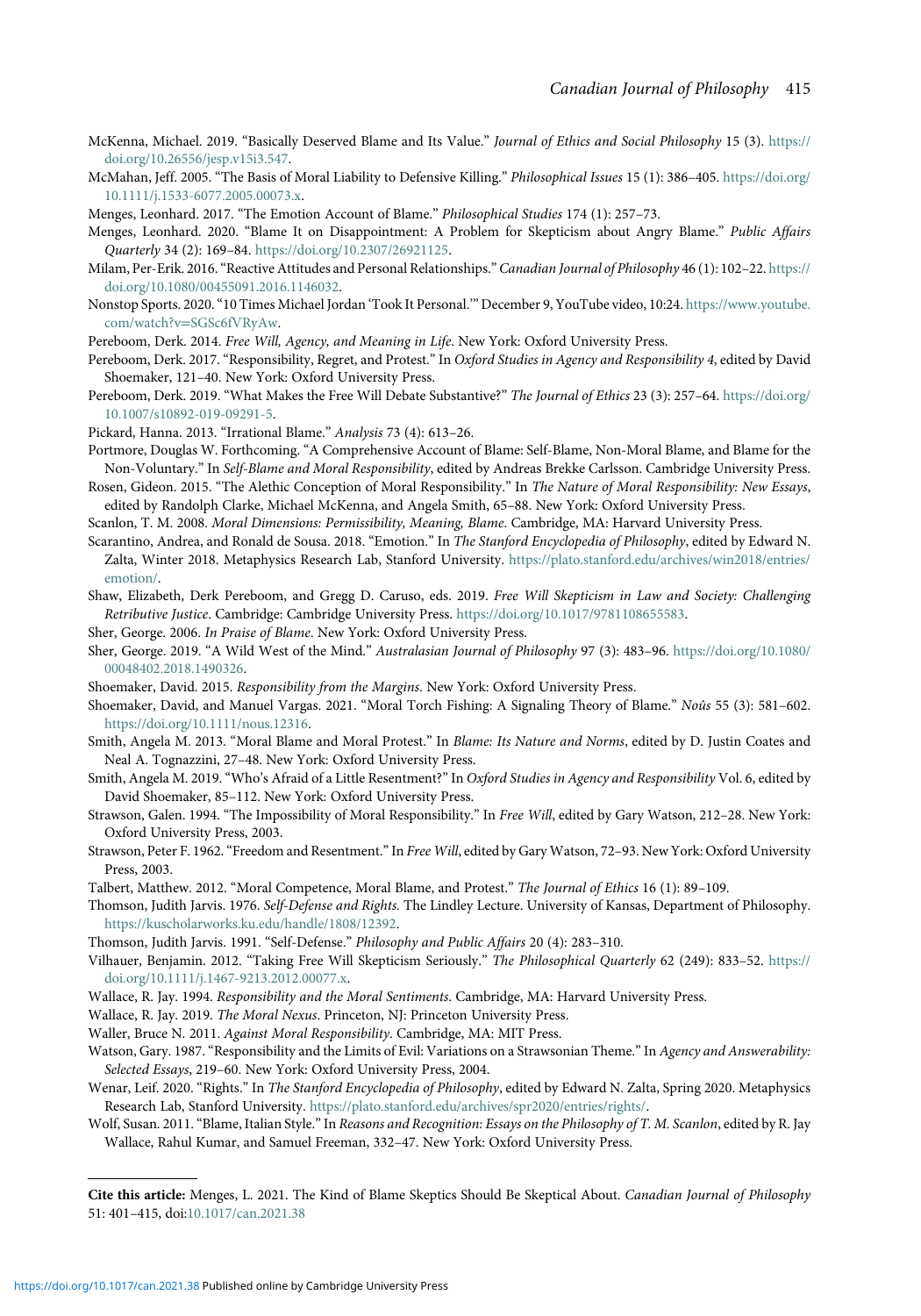McKenna, Michael. 2019. "Basically Deserved Blame and Its Value." *Journal of Ethics and Social Philosophy* 15 (3). https://doi.org/10.26556/jesp.v15i3.547.

McMahan, Jeff. 2005. "The Basis of Moral Liability to Defensive Killing." *Philosophical Issues* 15 (1): 386–405. https://doi.org/10.1111/j.1533-6077.2005.00073.x.

Menges, Leonhard. 2017. "The Emotion Account of Blame." *Philosophical Studies* 174 (1): 257–73.

Menges, Leonhard. 2020. "Blame It on Disappointment: A Problem for Skepticism about Angry Blame." *Public Affairs Quarterly* 34 (2): 169–84. https://doi.org/10.2307/26921125.

Milam, Per-Erik. 2016. "Reactive Attitudes and Personal Relationships." *Canadian Journal of Philosophy* 46 (1): 102–22. https://doi.org/10.1080/00455091.2016.1146032.

Nonstop Sports. 2020. "10 Times Michael Jordan 'Took It Personal.'" December 9, YouTube video, 10:24. https://www.youtube.com/watch?v=SGSc6fVRyAw.

Pereboom, Derk. 2014. *Free Will, Agency, and Meaning in Life*. New York: Oxford University Press.

Pereboom, Derk. 2017. "Responsibility, Regret, and Protest." In *Oxford Studies in Agency and Responsibility 4*, edited by David Shoemaker, 121–40. New York: Oxford University Press.

Pereboom, Derk. 2019. "What Makes the Free Will Debate Substantive?" *The Journal of Ethics* 23 (3): 257–64. https://doi.org/10.1007/s10892-019-09291-5.

Pickard, Hanna. 2013. "Irrational Blame." *Analysis* 73 (4): 613–26.

Portmore, Douglas W. Forthcoming. "A Comprehensive Account of Blame: Self-Blame, Non-Moral Blame, and Blame for the Non-Voluntary." In *Self-Blame and Moral Responsibility*, edited by Andreas Brekke Carlsson. Cambridge University Press.

Rosen, Gideon. 2015. "The Alethic Conception of Moral Responsibility." In *The Nature of Moral Responsibility: New Essays*, edited by Randolph Clarke, Michael McKenna, and Angela Smith, 65–88. New York: Oxford University Press.

Scanlon, T. M. 2008. *Moral Dimensions: Permissibility, Meaning, Blame*. Cambridge, MA: Harvard University Press.

Scarantino, Andrea, and Ronald de Sousa. 2018. "Emotion." In *The Stanford Encyclopedia of Philosophy*, edited by Edward N. Zalta, Winter 2018. Metaphysics Research Lab, Stanford University. https://plato.stanford.edu/archives/win2018/entries/emotion/.

Shaw, Elizabeth, Derk Pereboom, and Gregg D. Caruso, eds. 2019. *Free Will Skepticism in Law and Society: Challenging Retributive Justice*. Cambridge: Cambridge University Press. https://doi.org/10.1017/9781108655583.

Sher, George. 2006. *In Praise of Blame*. New York: Oxford University Press.

Sher, George. 2019. "A Wild West of the Mind." *Australasian Journal of Philosophy* 97 (3): 483–96. https://doi.org/10.1080/00048402.2018.1490326.

Shoemaker, David. 2015. *Responsibility from the Margins*. New York: Oxford University Press.

Shoemaker, David, and Manuel Vargas. 2021. "Moral Torch Fishing: A Signaling Theory of Blame." *Noûs* 55 (3): 581–602. https://doi.org/10.1111/nous.12316.

Smith, Angela M. 2013. "Moral Blame and Moral Protest." In *Blame: Its Nature and Norms*, edited by D. Justin Coates and Neal A. Tognazzini, 27–48. New York: Oxford University Press.

Smith, Angela M. 2019. "Who's Afraid of a Little Resentment?" In *Oxford Studies in Agency and Responsibility* Vol. 6, edited by David Shoemaker, 85–112. New York: Oxford University Press.

Strawson, Galen. 1994. "The Impossibility of Moral Responsibility." In *Free Will*, edited by Gary Watson, 212–28. New York: Oxford University Press, 2003.

Strawson, Peter F. 1962. "Freedom and Resentment." In *Free Will*, edited by Gary Watson, 72–93. New York: Oxford University Press, 2003.

Talbert, Matthew. 2012. "Moral Competence, Moral Blame, and Protest." *The Journal of Ethics* 16 (1): 89–109.

Thomson, Judith Jarvis. 1976. *Self-Defense and Rights.* The Lindley Lecture. University of Kansas, Department of Philosophy. https://kuscholarworks.ku.edu/handle/1808/12392.

Thomson, Judith Jarvis. 1991. "Self-Defense." *Philosophy and Public Affairs* 20 (4): 283–310.

Vilhauer, Benjamin. 2012. "Taking Free Will Skepticism Seriously." *The Philosophical Quarterly* 62 (249): 833–52. https://doi.org/10.1111/j.1467-9213.2012.00077.x.

Wallace, R. Jay. 1994. *Responsibility and the Moral Sentiments*. Cambridge, MA: Harvard University Press.

Wallace, R. Jay. 2019. *The Moral Nexus*. Princeton, NJ: Princeton University Press.

Waller, Bruce N. 2011. *Against Moral Responsibility*. Cambridge, MA: MIT Press.

Watson, Gary. 1987. "Responsibility and the Limits of Evil: Variations on a Strawsonian Theme." In *Agency and Answerability: Selected Essays*, 219–60. New York: Oxford University Press, 2004.

Wenar, Leif. 2020. "Rights." In *The Stanford Encyclopedia of Philosophy*, edited by Edward N. Zalta, Spring 2020. Metaphysics Research Lab, Stanford University. https://plato.stanford.edu/archives/spr2020/entries/rights/.

Wolf, Susan. 2011. "Blame, Italian Style." In *Reasons and Recognition: Essays on the Philosophy of T. M. Scanlon*, edited by R. Jay Wallace, Rahul Kumar, and Samuel Freeman, 332–47. New York: Oxford University Press.

---

**Cite this article:** Menges, L. 2021. The Kind of Blame Skeptics Should Be Skeptical About. *Canadian Journal of Philosophy* 51: 401–415, doi:10.1017/can.2021.38